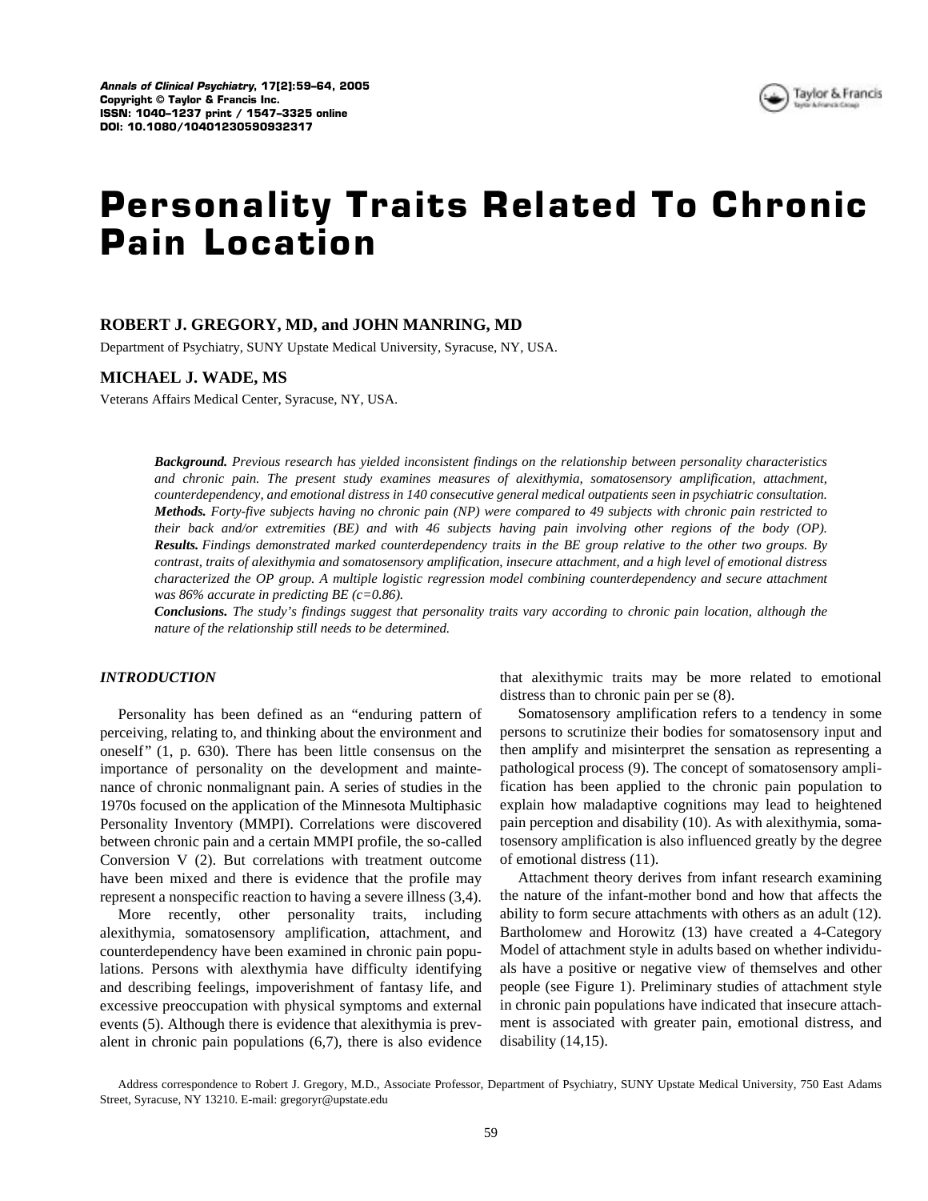# Personality Traits Related To Chronic Pain Location

**ROBERT J. GREGORY, MD, and JOHN MANRING, MD**

Department of Psychiatry, SUNY Upstate Medical University, Syracuse, NY, USA.

**MICHAEL J. WADE, MS**

Veterans Affairs Medical Center, Syracuse, NY, USA.

***Background.*** *Previous research has yielded inconsistent findings on the relationship between personality characteristics and chronic pain. The present study examines measures of alexithymia, somatosensory amplification, attachment, counterdependency, and emotional distress in 140 consecutive general medical outpatients seen in psychiatric consultation.*
***Methods.*** *Forty-five subjects having no chronic pain (NP) were compared to 49 subjects with chronic pain restricted to their back and/or extremities (BE) and with 46 subjects having pain involving other regions of the body (OP).*
***Results.*** *Findings demonstrated marked counterdependency traits in the BE group relative to the other two groups. By contrast, traits of alexithymia and somatosensory amplification, insecure attachment, and a high level of emotional distress characterized the OP group. A multiple logistic regression model combining counterdependency and secure attachment was 86% accurate in predicting BE (c=0.86).*
***Conclusions.*** *The study's findings suggest that personality traits vary according to chronic pain location, although the nature of the relationship still needs to be determined.*

## *INTRODUCTION*

Personality has been defined as an "enduring pattern of perceiving, relating to, and thinking about the environment and oneself" (1, p. 630). There has been little consensus on the importance of personality on the development and maintenance of chronic nonmalignant pain. A series of studies in the 1970s focused on the application of the Minnesota Multiphasic Personality Inventory (MMPI). Correlations were discovered between chronic pain and a certain MMPI profile, the so-called Conversion V (2). But correlations with treatment outcome have been mixed and there is evidence that the profile may represent a nonspecific reaction to having a severe illness (3,4).

More recently, other personality traits, including alexithymia, somatosensory amplification, attachment, and counterdependency have been examined in chronic pain populations. Persons with alexthymia have difficulty identifying and describing feelings, impoverishment of fantasy life, and excessive preoccupation with physical symptoms and external events (5). Although there is evidence that alexithymia is prevalent in chronic pain populations (6,7), there is also evidence that alexithymic traits may be more related to emotional distress than to chronic pain per se (8).

Somatosensory amplification refers to a tendency in some persons to scrutinize their bodies for somatosensory input and then amplify and misinterpret the sensation as representing a pathological process (9). The concept of somatosensory amplification has been applied to the chronic pain population to explain how maladaptive cognitions may lead to heightened pain perception and disability (10). As with alexithymia, somatosensory amplification is also influenced greatly by the degree of emotional distress (11).

Attachment theory derives from infant research examining the nature of the infant-mother bond and how that affects the ability to form secure attachments with others as an adult (12). Bartholomew and Horowitz (13) have created a 4-Category Model of attachment style in adults based on whether individuals have a positive or negative view of themselves and other people (see Figure 1). Preliminary studies of attachment style in chronic pain populations have indicated that insecure attachment is associated with greater pain, emotional distress, and disability (14,15).

Address correspondence to Robert J. Gregory, M.D., Associate Professor, Department of Psychiatry, SUNY Upstate Medical University, 750 East Adams Street, Syracuse, NY 13210. E-mail: gregoryr@upstate.edu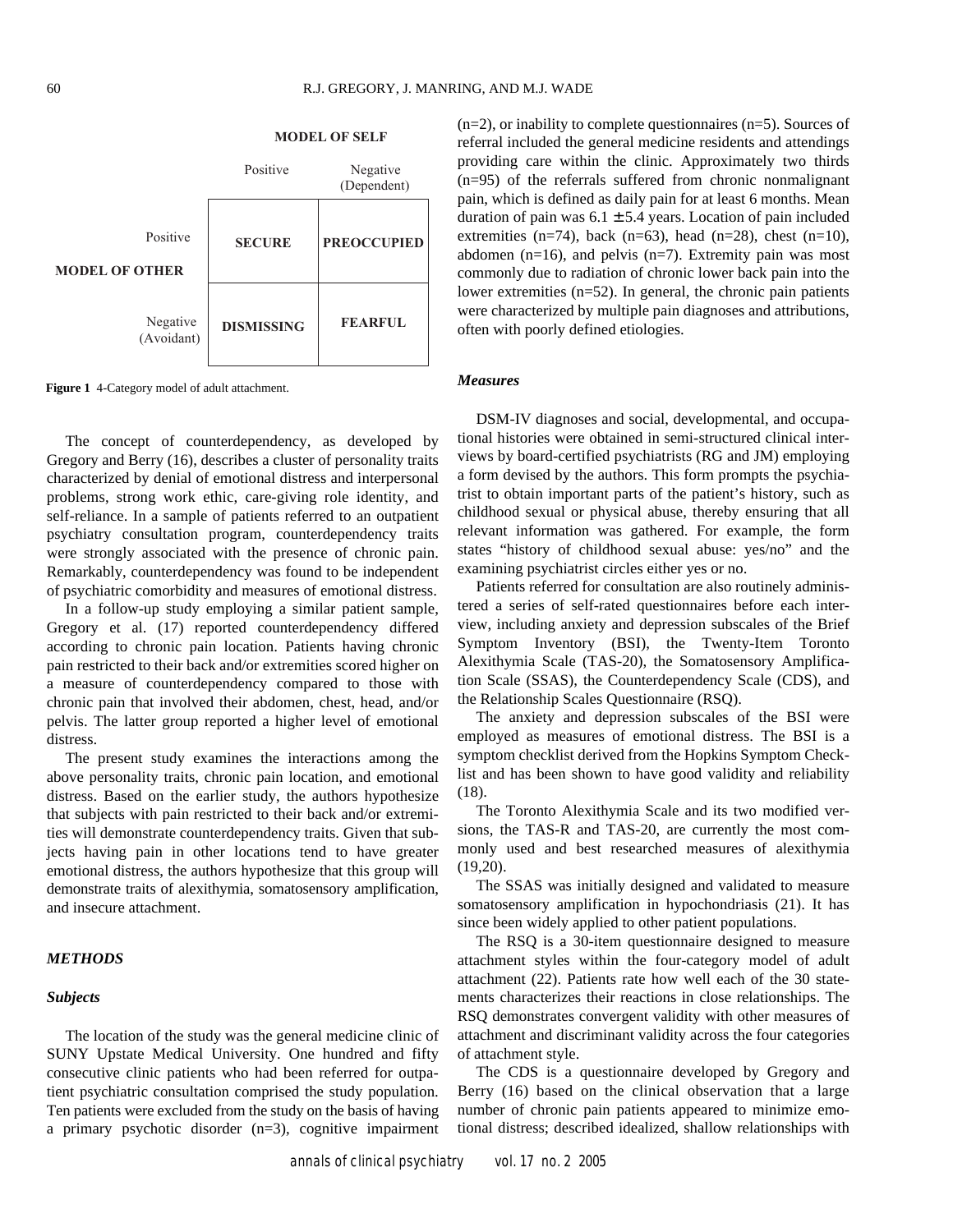|  | MODEL OF SELF |  |
|---|---|---|
|  | Positive | Negative (Dependent) |
| **MODEL OF OTHER** Positive | **SECURE** | **PREOCCUPIED** |
| Negative (Avoidant) | **DISMISSING** | **FEARFUL** |

**Figure 1** 4-Category model of adult attachment.

The concept of counterdependency, as developed by Gregory and Berry (16), describes a cluster of personality traits characterized by denial of emotional distress and interpersonal problems, strong work ethic, care-giving role identity, and self-reliance. In a sample of patients referred to an outpatient psychiatry consultation program, counterdependency traits were strongly associated with the presence of chronic pain. Remarkably, counterdependency was found to be independent of psychiatric comorbidity and measures of emotional distress.

In a follow-up study employing a similar patient sample, Gregory et al. (17) reported counterdependency differed according to chronic pain location. Patients having chronic pain restricted to their back and/or extremities scored higher on a measure of counterdependency compared to those with chronic pain that involved their abdomen, chest, head, and/or pelvis. The latter group reported a higher level of emotional distress.

The present study examines the interactions among the above personality traits, chronic pain location, and emotional distress. Based on the earlier study, the authors hypothesize that subjects with pain restricted to their back and/or extremities will demonstrate counterdependency traits. Given that subjects having pain in other locations tend to have greater emotional distress, the authors hypothesize that this group will demonstrate traits of alexithymia, somatosensory amplification, and insecure attachment.

## METHODS

### Subjects

The location of the study was the general medicine clinic of SUNY Upstate Medical University. One hundred and fifty consecutive clinic patients who had been referred for outpatient psychiatric consultation comprised the study population. Ten patients were excluded from the study on the basis of having a primary psychotic disorder (n=3), cognitive impairment (n=2), or inability to complete questionnaires (n=5). Sources of referral included the general medicine residents and attendings providing care within the clinic. Approximately two thirds (n=95) of the referrals suffered from chronic nonmalignant pain, which is defined as daily pain for at least 6 months. Mean duration of pain was $6.1 \pm 5.4$ years. Location of pain included extremities (n=74), back (n=63), head (n=28), chest (n=10), abdomen (n=16), and pelvis (n=7). Extremity pain was most commonly due to radiation of chronic lower back pain into the lower extremities (n=52). In general, the chronic pain patients were characterized by multiple pain diagnoses and attributions, often with poorly defined etiologies.

### Measures

DSM-IV diagnoses and social, developmental, and occupational histories were obtained in semi-structured clinical interviews by board-certified psychiatrists (RG and JM) employing a form devised by the authors. This form prompts the psychiatrist to obtain important parts of the patient's history, such as childhood sexual or physical abuse, thereby ensuring that all relevant information was gathered. For example, the form states "history of childhood sexual abuse: yes/no" and the examining psychiatrist circles either yes or no.

Patients referred for consultation are also routinely administered a series of self-rated questionnaires before each interview, including anxiety and depression subscales of the Brief Symptom Inventory (BSI), the Twenty-Item Toronto Alexithymia Scale (TAS-20), the Somatosensory Amplification Scale (SSAS), the Counterdependency Scale (CDS), and the Relationship Scales Questionnaire (RSQ).

The anxiety and depression subscales of the BSI were employed as measures of emotional distress. The BSI is a symptom checklist derived from the Hopkins Symptom Checklist and has been shown to have good validity and reliability (18).

The Toronto Alexithymia Scale and its two modified versions, the TAS-R and TAS-20, are currently the most commonly used and best researched measures of alexithymia (19,20).

The SSAS was initially designed and validated to measure somatosensory amplification in hypochondriasis (21). It has since been widely applied to other patient populations.

The RSQ is a 30-item questionnaire designed to measure attachment styles within the four-category model of adult attachment (22). Patients rate how well each of the 30 statements characterizes their reactions in close relationships. The RSQ demonstrates convergent validity with other measures of attachment and discriminant validity across the four categories of attachment style.

The CDS is a questionnaire developed by Gregory and Berry (16) based on the clinical observation that a large number of chronic pain patients appeared to minimize emotional distress; described idealized, shallow relationships with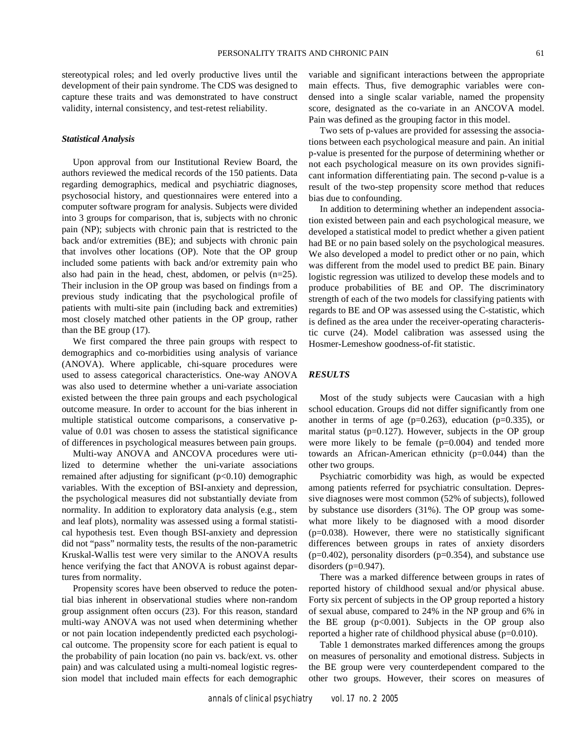stereotypical roles; and led overly productive lives until the development of their pain syndrome. The CDS was designed to capture these traits and was demonstrated to have construct validity, internal consistency, and test-retest reliability.

### *Statistical Analysis*

Upon approval from our Institutional Review Board, the authors reviewed the medical records of the 150 patients. Data regarding demographics, medical and psychiatric diagnoses, psychosocial history, and questionnaires were entered into a computer software program for analysis. Subjects were divided into 3 groups for comparison, that is, subjects with no chronic pain (NP); subjects with chronic pain that is restricted to the back and/or extremities (BE); and subjects with chronic pain that involves other locations (OP). Note that the OP group included some patients with back and/or extremity pain who also had pain in the head, chest, abdomen, or pelvis (n=25). Their inclusion in the OP group was based on findings from a previous study indicating that the psychological profile of patients with multi-site pain (including back and extremities) most closely matched other patients in the OP group, rather than the BE group (17).

We first compared the three pain groups with respect to demographics and co-morbidities using analysis of variance (ANOVA). Where applicable, chi-square procedures were used to assess categorical characteristics. One-way ANOVA was also used to determine whether a uni-variate association existed between the three pain groups and each psychological outcome measure. In order to account for the bias inherent in multiple statistical outcome comparisons, a conservative p-value of 0.01 was chosen to assess the statistical significance of differences in psychological measures between pain groups.

Multi-way ANOVA and ANCOVA procedures were utilized to determine whether the uni-variate associations remained after adjusting for significant ($p<0.10$) demographic variables. With the exception of BSI-anxiety and depression, the psychological measures did not substantially deviate from normality. In addition to exploratory data analysis (e.g., stem and leaf plots), normality was assessed using a formal statistical hypothesis test. Even though BSI-anxiety and depression did not "pass" normality tests, the results of the non-parametric Kruskal-Wallis test were very similar to the ANOVA results hence verifying the fact that ANOVA is robust against departures from normality.

Propensity scores have been observed to reduce the potential bias inherent in observational studies where non-random group assignment often occurs (23). For this reason, standard multi-way ANOVA was not used when determining whether or not pain location independently predicted each psychological outcome. The propensity score for each patient is equal to the probability of pain location (no pain vs. back/ext. vs. other pain) and was calculated using a multi-nomeal logistic regression model that included main effects for each demographic variable and significant interactions between the appropriate main effects. Thus, five demographic variables were condensed into a single scalar variable, named the propensity score, designated as the co-variate in an ANCOVA model. Pain was defined as the grouping factor in this model.

Two sets of p-values are provided for assessing the associations between each psychological measure and pain. An initial p-value is presented for the purpose of determining whether or not each psychological measure on its own provides significant information differentiating pain. The second p-value is a result of the two-step propensity score method that reduces bias due to confounding.

In addition to determining whether an independent association existed between pain and each psychological measure, we developed a statistical model to predict whether a given patient had BE or no pain based solely on the psychological measures. We also developed a model to predict other or no pain, which was different from the model used to predict BE pain. Binary logistic regression was utilized to develop these models and to produce probabilities of BE and OP. The discriminatory strength of each of the two models for classifying patients with regards to BE and OP was assessed using the C-statistic, which is defined as the area under the receiver-operating characteristic curve (24). Model calibration was assessed using the Hosmer-Lemeshow goodness-of-fit statistic.

## *RESULTS*

Most of the study subjects were Caucasian with a high school education. Groups did not differ significantly from one another in terms of age (p=0.263), education (p=0.335), or marital status (p=0.127). However, subjects in the OP group were more likely to be female (p=0.004) and tended more towards an African-American ethnicity (p=0.044) than the other two groups.

Psychiatric comorbidity was high, as would be expected among patients referred for psychiatric consultation. Depressive diagnoses were most common (52% of subjects), followed by substance use disorders (31%). The OP group was somewhat more likely to be diagnosed with a mood disorder (p=0.038). However, there were no statistically significant differences between groups in rates of anxiety disorders (p=0.402), personality disorders (p=0.354), and substance use disorders (p=0.947).

There was a marked difference between groups in rates of reported history of childhood sexual and/or physical abuse. Forty six percent of subjects in the OP group reported a history of sexual abuse, compared to 24% in the NP group and 6% in the BE group ($p<0.001$). Subjects in the OP group also reported a higher rate of childhood physical abuse (p=0.010).

Table 1 demonstrates marked differences among the groups on measures of personality and emotional distress. Subjects in the BE group were very counterdependent compared to the other two groups. However, their scores on measures of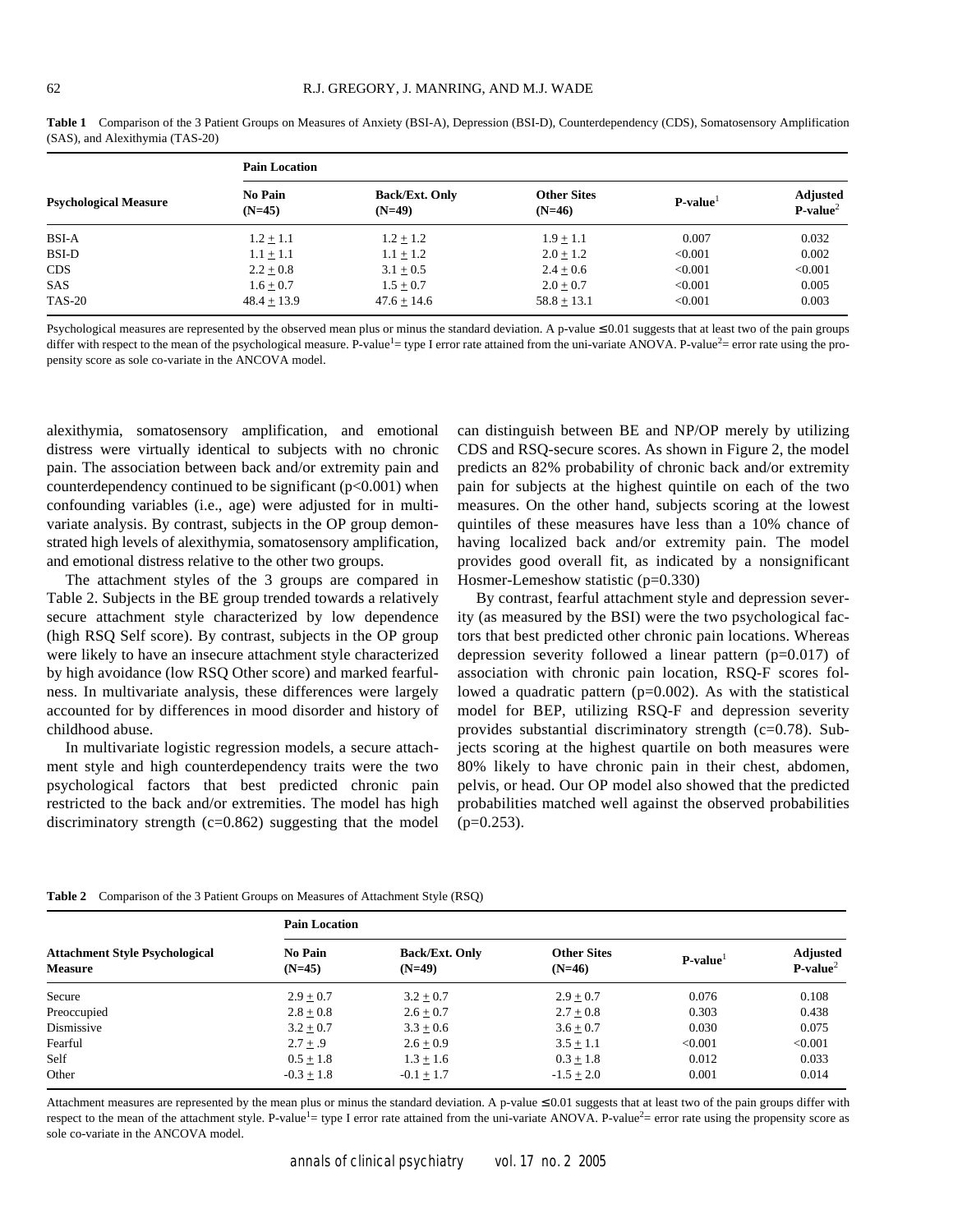**Table 1** Comparison of the 3 Patient Groups on Measures of Anxiety (BSI-A), Depression (BSI-D), Counterdependency (CDS), Somatosensory Amplification (SAS), and Alexithymia (TAS-20)

| Psychological Measure | Pain Location | | | | |
|---|---|---|---|---|---|
| | No Pain (N=45) | Back/Ext. Only (N=49) | Other Sites (N=46) | P-value[1] | Adjusted P-value[2] |
| BSI-A | 1.2 ± 1.1 | 1.2 ± 1.2 | 1.9 ± 1.1 | 0.007 | 0.032 |
| BSI-D | 1.1 ± 1.1 | 1.1 ± 1.2 | 2.0 ± 1.2 | <0.001 | 0.002 |
| CDS | 2.2 ± 0.8 | 3.1 ± 0.5 | 2.4 ± 0.6 | <0.001 | <0.001 |
| SAS | 1.6 ± 0.7 | 1.5 ± 0.7 | 2.0 ± 0.7 | <0.001 | 0.005 |
| TAS-20 | 48.4 ± 13.9 | 47.6 ± 14.6 | 58.8 ± 13.1 | <0.001 | 0.003 |

Psychological measures are represented by the observed mean plus or minus the standard deviation. A p-value ≤ 0.01 suggests that at least two of the pain groups differ with respect to the mean of the psychological measure. P-value[1]= type I error rate attained from the uni-variate ANOVA. P-value[2]= error rate using the propensity score as sole co-variate in the ANCOVA model.

alexithymia, somatosensory amplification, and emotional distress were virtually identical to subjects with no chronic pain. The association between back and/or extremity pain and counterdependency continued to be significant (p<0.001) when confounding variables (i.e., age) were adjusted for in multivariate analysis. By contrast, subjects in the OP group demonstrated high levels of alexithymia, somatosensory amplification, and emotional distress relative to the other two groups.

The attachment styles of the 3 groups are compared in Table 2. Subjects in the BE group trended towards a relatively secure attachment style characterized by low dependence (high RSQ Self score). By contrast, subjects in the OP group were likely to have an insecure attachment style characterized by high avoidance (low RSQ Other score) and marked fearfulness. In multivariate analysis, these differences were largely accounted for by differences in mood disorder and history of childhood abuse.

In multivariate logistic regression models, a secure attachment style and high counterdependency traits were the two psychological factors that best predicted chronic pain restricted to the back and/or extremities. The model has high discriminatory strength (c=0.862) suggesting that the model can distinguish between BE and NP/OP merely by utilizing CDS and RSQ-secure scores. As shown in Figure 2, the model predicts an 82% probability of chronic back and/or extremity pain for subjects at the highest quintile on each of the two measures. On the other hand, subjects scoring at the lowest quintiles of these measures have less than a 10% chance of having localized back and/or extremity pain. The model provides good overall fit, as indicated by a nonsignificant Hosmer-Lemeshow statistic (p=0.330)

By contrast, fearful attachment style and depression severity (as measured by the BSI) were the two psychological factors that best predicted other chronic pain locations. Whereas depression severity followed a linear pattern (p=0.017) of association with chronic pain location, RSQ-F scores followed a quadratic pattern (p=0.002). As with the statistical model for BEP, utilizing RSQ-F and depression severity provides substantial discriminatory strength (c=0.78). Subjects scoring at the highest quartile on both measures were 80% likely to have chronic pain in their chest, abdomen, pelvis, or head. Our OP model also showed that the predicted probabilities matched well against the observed probabilities (p=0.253).

**Table 2** Comparison of the 3 Patient Groups on Measures of Attachment Style (RSQ)

| Attachment Style Psychological Measure | Pain Location | | | | |
|---|---|---|---|---|---|
| | No Pain (N=45) | Back/Ext. Only (N=49) | Other Sites (N=46) | P-value[1] | Adjusted P-value[2] |
| Secure | 2.9 ± 0.7 | 3.2 ± 0.7 | 2.9 ± 0.7 | 0.076 | 0.108 |
| Preoccupied | 2.8 ± 0.8 | 2.6 ± 0.7 | 2.7 ± 0.8 | 0.303 | 0.438 |
| Dismissive | 3.2 ± 0.7 | 3.3 ± 0.6 | 3.6 ± 0.7 | 0.030 | 0.075 |
| Fearful | 2.7 ± .9 | 2.6 ± 0.9 | 3.5 ± 1.1 | <0.001 | <0.001 |
| Self | 0.5 ± 1.8 | 1.3 ± 1.6 | 0.3 ± 1.8 | 0.012 | 0.033 |
| Other | -0.3 ± 1.8 | -0.1 ± 1.7 | -1.5 ± 2.0 | 0.001 | 0.014 |

Attachment measures are represented by the mean plus or minus the standard deviation. A p-value ≤ 0.01 suggests that at least two of the pain groups differ with respect to the mean of the attachment style. P-value[1]= type I error rate attained from the uni-variate ANOVA. P-value[2]= error rate using the propensity score as sole co-variate in the ANCOVA model.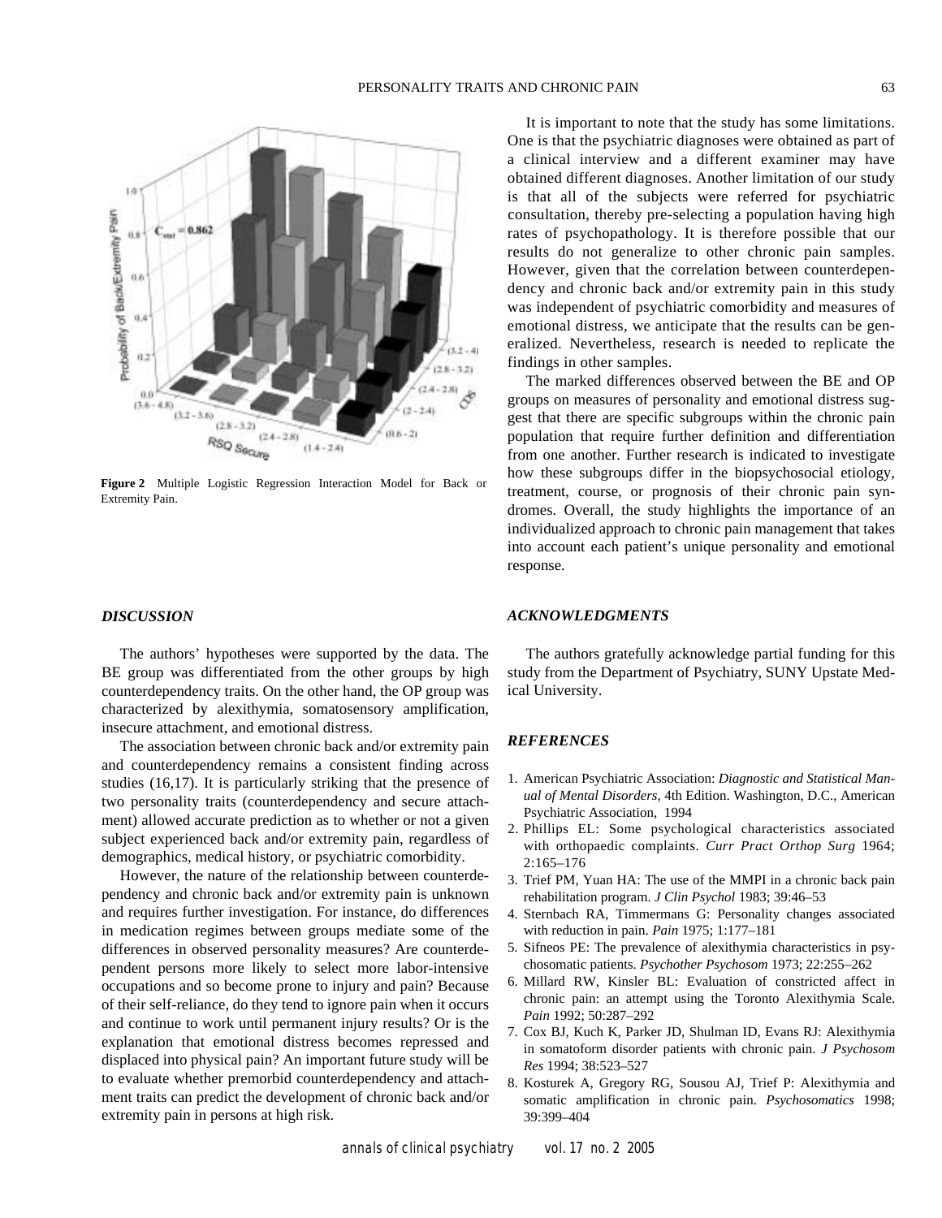$C_{stat} = 0.862$

Probability of Back/Extremity Pain

1.0
0.8
0.6
0.4
0.2
0.0

RSQ Secure

(3.6 - 4.8)
(3.2 - 3.6)
(2.8 - 3.2)
(2.4 - 2.8)
(1.4 - 2.4)

CDS

(3.2 - 4)
(2.8 - 3.2)
(2.4 - 2.8)
(2 - 2.4)
(0.6 - 2)

**Figure 2** Multiple Logistic Regression Interaction Model for Back or Extremity Pain.

### *DISCUSSION*

The authors' hypotheses were supported by the data. The BE group was differentiated from the other groups by high counterdependency traits. On the other hand, the OP group was characterized by alexithymia, somatosensory amplification, insecure attachment, and emotional distress.

The association between chronic back and/or extremity pain and counterdependency remains a consistent finding across studies (16,17). It is particularly striking that the presence of two personality traits (counterdependency and secure attachment) allowed accurate prediction as to whether or not a given subject experienced back and/or extremity pain, regardless of demographics, medical history, or psychiatric comorbidity.

However, the nature of the relationship between counterdependency and chronic back and/or extremity pain is unknown and requires further investigation. For instance, do differences in medication regimes between groups mediate some of the differences in observed personality measures? Are counterdependent persons more likely to select more labor-intensive occupations and so become prone to injury and pain? Because of their self-reliance, do they tend to ignore pain when it occurs and continue to work until permanent injury results? Or is the explanation that emotional distress becomes repressed and displaced into physical pain? An important future study will be to evaluate whether premorbid counterdependency and attachment traits can predict the development of chronic back and/or extremity pain in persons at high risk.

It is important to note that the study has some limitations. One is that the psychiatric diagnoses were obtained as part of a clinical interview and a different examiner may have obtained different diagnoses. Another limitation of our study is that all of the subjects were referred for psychiatric consultation, thereby pre-selecting a population having high rates of psychopathology. It is therefore possible that our results do not generalize to other chronic pain samples. However, given that the correlation between counterdependency and chronic back and/or extremity pain in this study was independent of psychiatric comorbidity and measures of emotional distress, we anticipate that the results can be generalized. Nevertheless, research is needed to replicate the findings in other samples.

The marked differences observed between the BE and OP groups on measures of personality and emotional distress suggest that there are specific subgroups within the chronic pain population that require further definition and differentiation from one another. Further research is indicated to investigate how these subgroups differ in the biopsychosocial etiology, treatment, course, or prognosis of their chronic pain syndromes. Overall, the study highlights the importance of an individualized approach to chronic pain management that takes into account each patient's unique personality and emotional response.

### *ACKNOWLEDGMENTS*

The authors gratefully acknowledge partial funding for this study from the Department of Psychiatry, SUNY Upstate Medical University.

### *REFERENCES*

1. American Psychiatric Association: *Diagnostic and Statistical Manual of Mental Disorders,* 4th Edition. Washington, D.C., American Psychiatric Association, 1994
2. Phillips EL: Some psychological characteristics associated with orthopaedic complaints. *Curr Pract Orthop Surg* 1964; 2:165–176
3. Trief PM, Yuan HA: The use of the MMPI in a chronic back pain rehabilitation program. *J Clin Psychol* 1983; 39:46–53
4. Sternbach RA, Timmermans G: Personality changes associated with reduction in pain. *Pain* 1975; 1:177–181
5. Sifneos PE: The prevalence of alexithymia characteristics in psychosomatic patients. *Psychother Psychosom* 1973; 22:255–262
6. Millard RW, Kinsler BL: Evaluation of constricted affect in chronic pain: an attempt using the Toronto Alexithymia Scale. *Pain* 1992; 50:287–292
7. Cox BJ, Kuch K, Parker JD, Shulman ID, Evans RJ: Alexithymia in somatoform disorder patients with chronic pain. *J Psychosom Res* 1994; 38:523–527
8. Kosturek A, Gregory RG, Sousou AJ, Trief P: Alexithymia and somatic amplification in chronic pain. *Psychosomatics* 1998; 39:399–404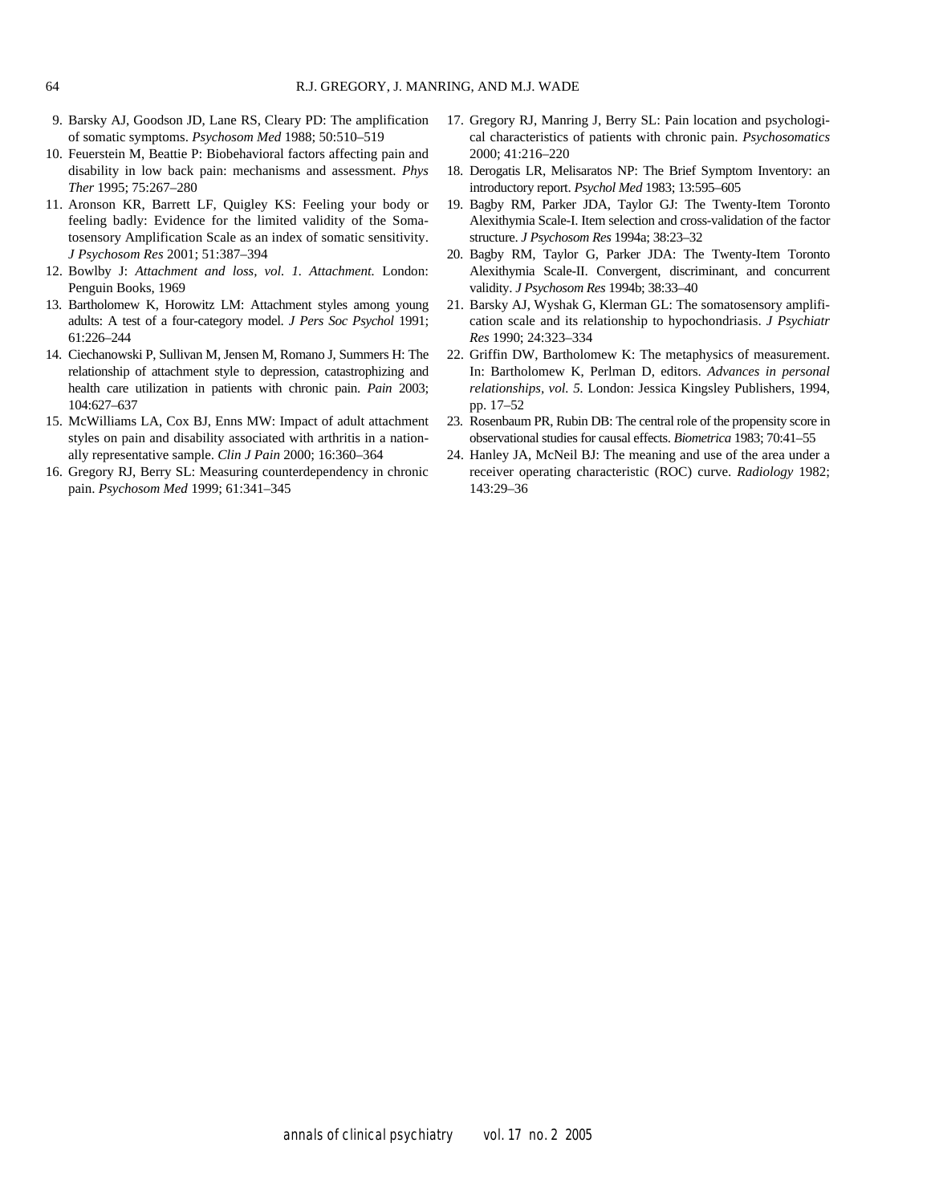9. Barsky AJ, Goodson JD, Lane RS, Cleary PD: The amplification of somatic symptoms. *Psychosom Med* 1988; 50:510–519
10. Feuerstein M, Beattie P: Biobehavioral factors affecting pain and disability in low back pain: mechanisms and assessment. *Phys Ther* 1995; 75:267–280
11. Aronson KR, Barrett LF, Quigley KS: Feeling your body or feeling badly: Evidence for the limited validity of the Somatosensory Amplification Scale as an index of somatic sensitivity. *J Psychosom Res* 2001; 51:387–394
12. Bowlby J: *Attachment and loss, vol. 1. Attachment.* London: Penguin Books, 1969
13. Bartholomew K, Horowitz LM: Attachment styles among young adults: A test of a four-category model. *J Pers Soc Psychol* 1991; 61:226–244
14. Ciechanowski P, Sullivan M, Jensen M, Romano J, Summers H: The relationship of attachment style to depression, catastrophizing and health care utilization in patients with chronic pain. *Pain* 2003; 104:627–637
15. McWilliams LA, Cox BJ, Enns MW: Impact of adult attachment styles on pain and disability associated with arthritis in a nationally representative sample. *Clin J Pain* 2000; 16:360–364
16. Gregory RJ, Berry SL: Measuring counterdependency in chronic pain. *Psychosom Med* 1999; 61:341–345
17. Gregory RJ, Manring J, Berry SL: Pain location and psychological characteristics of patients with chronic pain. *Psychosomatics* 2000; 41:216–220
18. Derogatis LR, Melisaratos NP: The Brief Symptom Inventory: an introductory report. *Psychol Med* 1983; 13:595–605
19. Bagby RM, Parker JDA, Taylor GJ: The Twenty-Item Toronto Alexithymia Scale-I. Item selection and cross-validation of the factor structure. *J Psychosom Res* 1994a; 38:23–32
20. Bagby RM, Taylor G, Parker JDA: The Twenty-Item Toronto Alexithymia Scale-II. Convergent, discriminant, and concurrent validity. *J Psychosom Res* 1994b; 38:33–40
21. Barsky AJ, Wyshak G, Klerman GL: The somatosensory amplification scale and its relationship to hypochondriasis. *J Psychiatr Res* 1990; 24:323–334
22. Griffin DW, Bartholomew K: The metaphysics of measurement. In: Bartholomew K, Perlman D, editors. *Advances in personal relationships, vol. 5.* London: Jessica Kingsley Publishers, 1994, pp. 17–52
23. Rosenbaum PR, Rubin DB: The central role of the propensity score in observational studies for causal effects. *Biometrica* 1983; 70:41–55
24. Hanley JA, McNeil BJ: The meaning and use of the area under a receiver operating characteristic (ROC) curve. *Radiology* 1982; 143:29–36